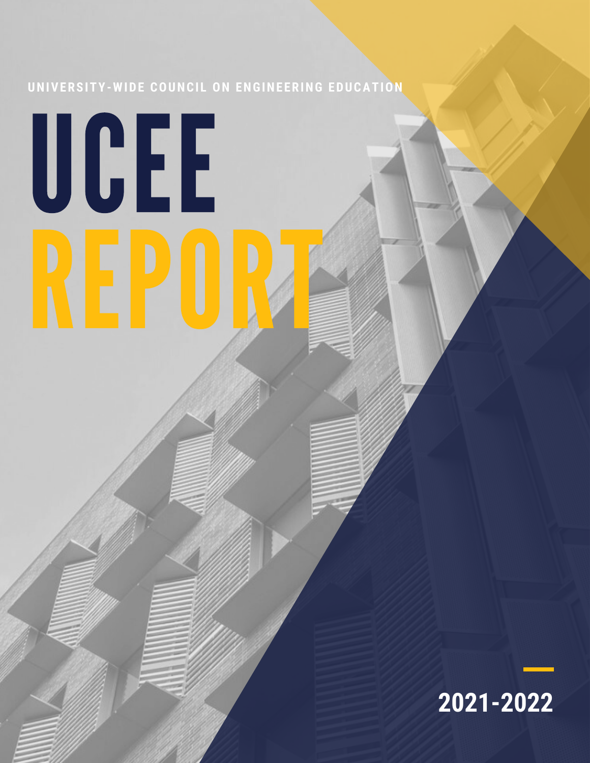UNIVERSITY-WIDE COUNCIL ON ENGINEERING EDUCATION

# UCEE REPORT

2021-2022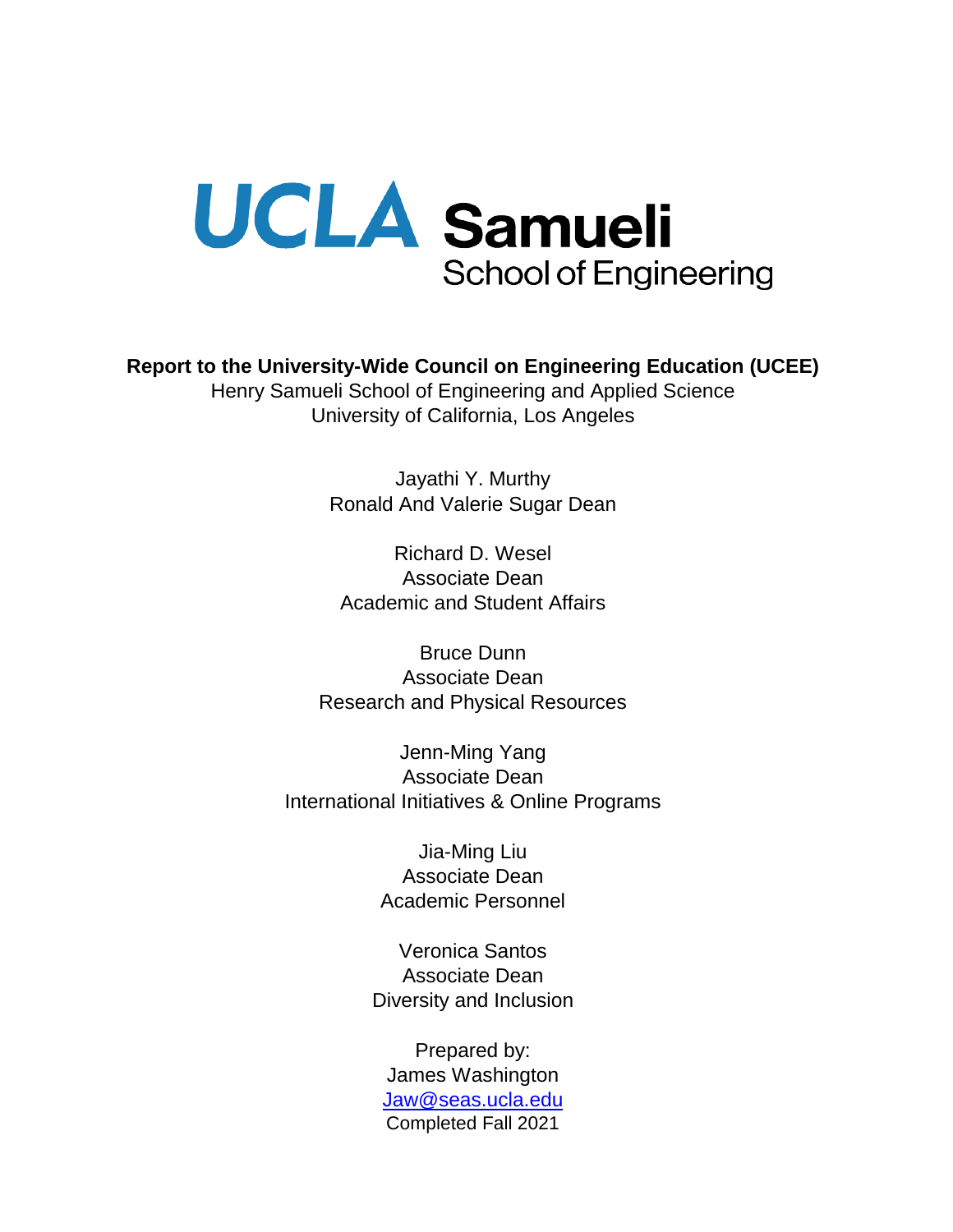UCLA Samueli School of Engineering

**Report to the University-Wide Council on Engineering Education (UCEE)**

Henry Samueli School of Engineering and Applied Science

University of California, Los Angeles

Jayathi Y. Murthy
Ronald And Valerie Sugar Dean

Richard D. Wesel
Associate Dean
Academic and Student Affairs

Bruce Dunn
Associate Dean
Research and Physical Resources

Jenn-Ming Yang
Associate Dean
International Initiatives & Online Programs

Jia-Ming Liu
Associate Dean
Academic Personnel

Veronica Santos
Associate Dean
Diversity and Inclusion

Prepared by:
James Washington
Jaw@seas.ucla.edu
Completed Fall 2021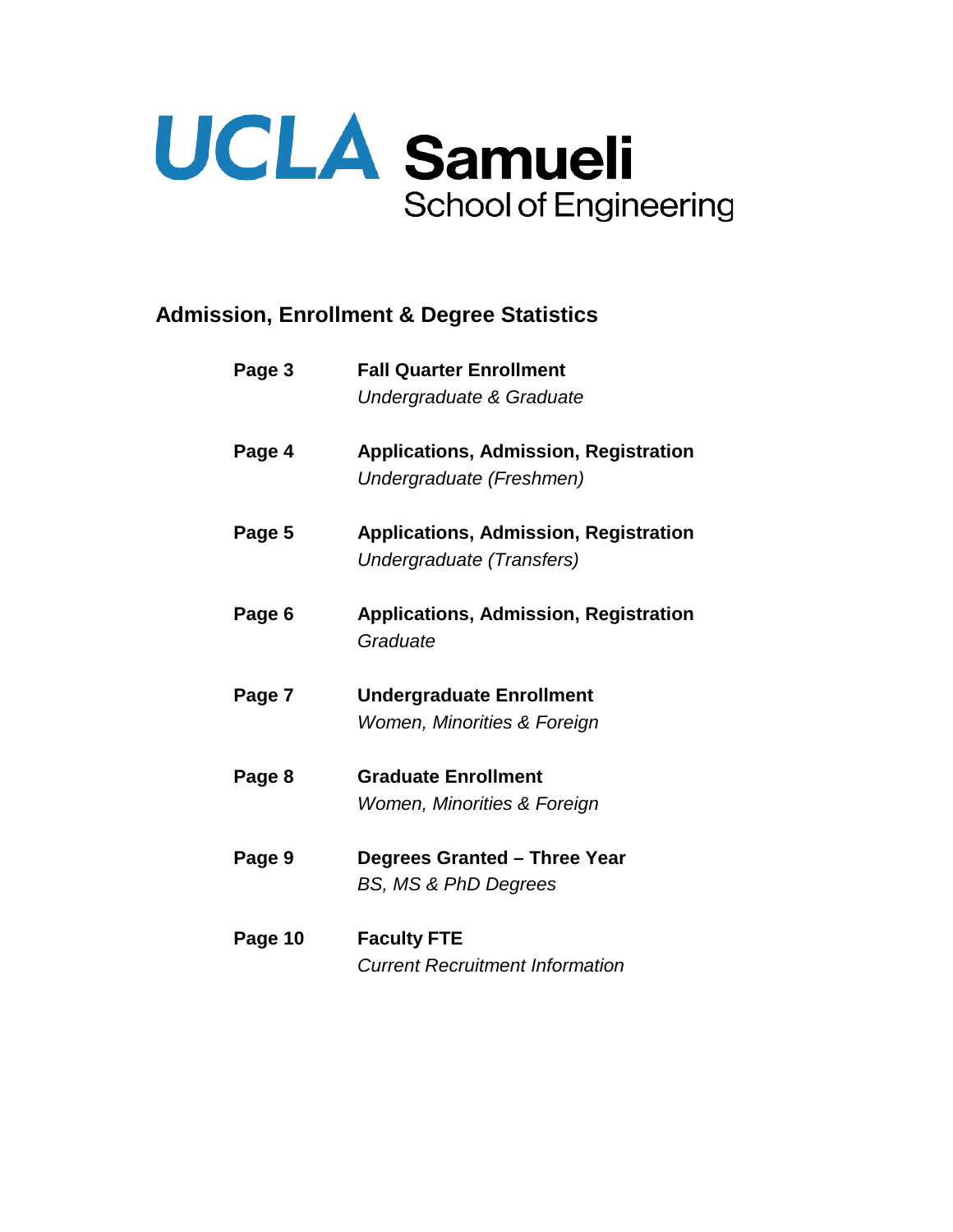# UCLA Samueli School of Engineering

## Admission, Enrollment & Degree Statistics

| | |
|---|---|
| **Page 3** | **Fall Quarter Enrollment**<br>*Undergraduate & Graduate* |
| **Page 4** | **Applications, Admission, Registration**<br>*Undergraduate (Freshmen)* |
| **Page 5** | **Applications, Admission, Registration**<br>*Undergraduate (Transfers)* |
| **Page 6** | **Applications, Admission, Registration**<br>*Graduate* |
| **Page 7** | **Undergraduate Enrollment**<br>*Women, Minorities & Foreign* |
| **Page 8** | **Graduate Enrollment**<br>*Women, Minorities & Foreign* |
| **Page 9** | **Degrees Granted – Three Year**<br>*BS, MS & PhD Degrees* |
| **Page 10** | **Faculty FTE**<br>*Current Recruitment Information* |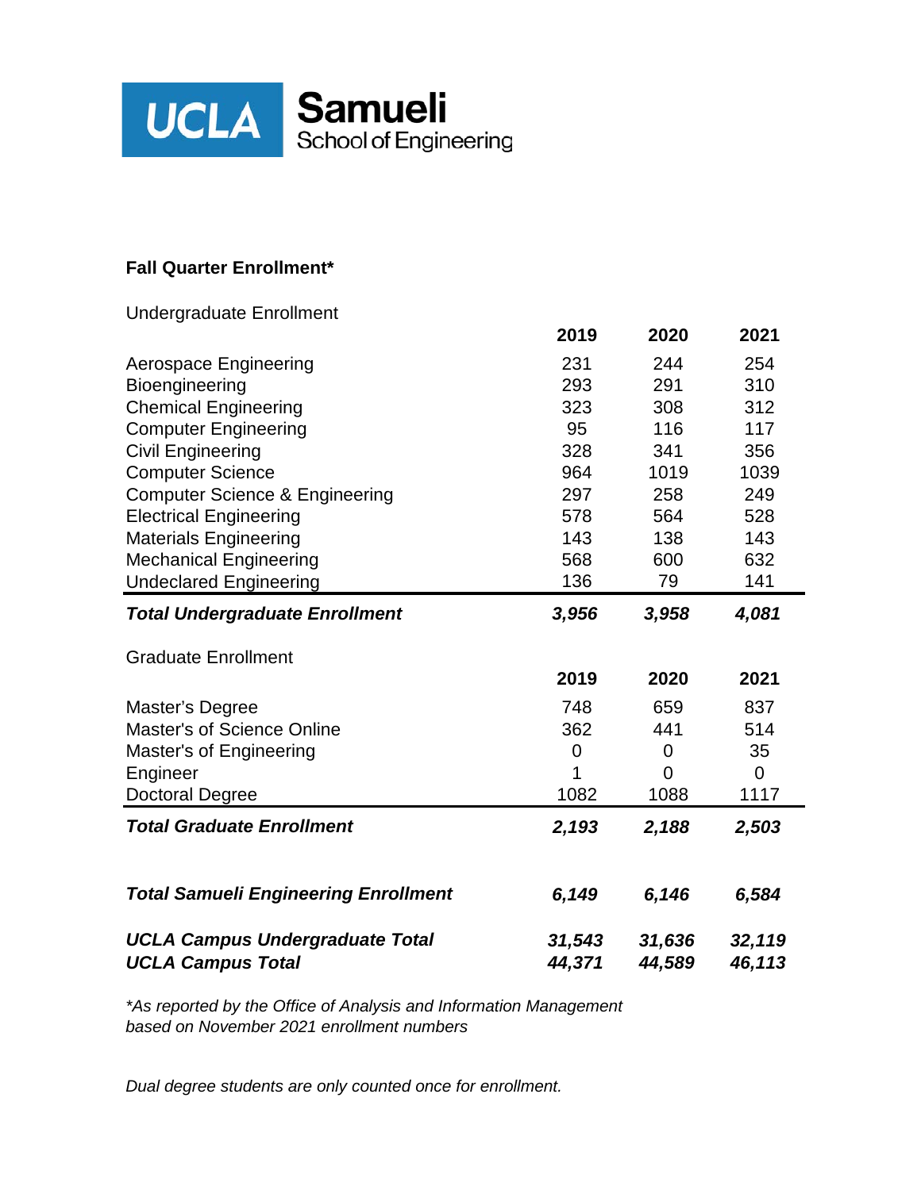UCLA Samueli School of Engineering

### Fall Quarter Enrollment*

Undergraduate Enrollment

| | 2019 | 2020 | 2021 |
|---|---|---|---|
| Aerospace Engineering | 231 | 244 | 254 |
| Bioengineering | 293 | 291 | 310 |
| Chemical Engineering | 323 | 308 | 312 |
| Computer Engineering | 95 | 116 | 117 |
| Civil Engineering | 328 | 341 | 356 |
| Computer Science | 964 | 1019 | 1039 |
| Computer Science & Engineering | 297 | 258 | 249 |
| Electrical Engineering | 578 | 564 | 528 |
| Materials Engineering | 143 | 138 | 143 |
| Mechanical Engineering | 568 | 600 | 632 |
| Undeclared Engineering | 136 | 79 | 141 |
| ***Total Undergraduate Enrollment*** | ***3,956*** | ***3,958*** | ***4,081*** |

Graduate Enrollment

| | 2019 | 2020 | 2021 |
|---|---|---|---|
| Master's Degree | 748 | 659 | 837 |
| Master's of Science Online | 362 | 441 | 514 |
| Master's of Engineering | 0 | 0 | 35 |
| Engineer | 1 | 0 | 0 |
| Doctoral Degree | 1082 | 1088 | 1117 |
| ***Total Graduate Enrollment*** | ***2,193*** | ***2,188*** | ***2,503*** |

| | 2019 | 2020 | 2021 |
|---|---|---|---|
| ***Total Samueli Engineering Enrollment*** | ***6,149*** | ***6,146*** | ***6,584*** |
| ***UCLA Campus Undergraduate Total*** | ***31,543*** | ***31,636*** | ***32,119*** |
| ***UCLA Campus Total*** | ***44,371*** | ***44,589*** | ***46,113*** |

*\*As reported by the Office of Analysis and Information Management based on November 2021 enrollment numbers*

*Dual degree students are only counted once for enrollment.*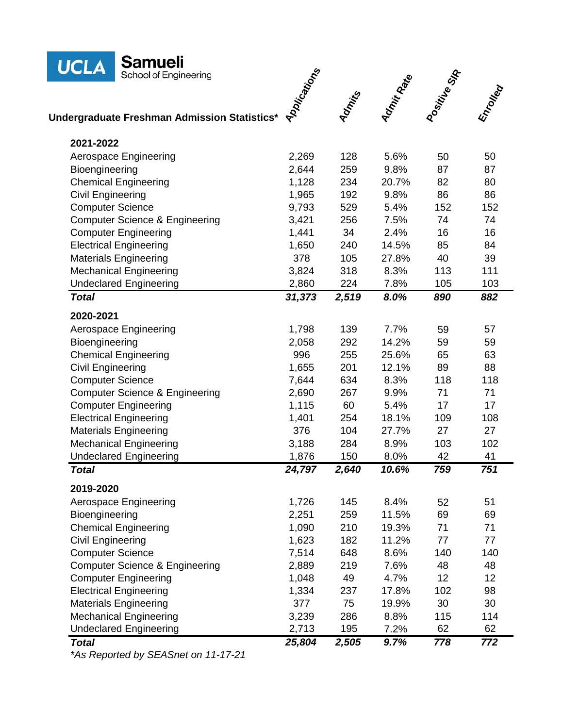UCLA Samueli School of Engineering

## Undergraduate Freshman Admission Statistics*

| | Applications | Admits | Admit Rate | Positive SIR | Enrolled |
|---|---|---|---|---|---|
| **2021-2022** | | | | | |
| Aerospace Engineering | 2,269 | 128 | 5.6% | 50 | 50 |
| Bioengineering | 2,644 | 259 | 9.8% | 87 | 87 |
| Chemical Engineering | 1,128 | 234 | 20.7% | 82 | 80 |
| Civil Engineering | 1,965 | 192 | 9.8% | 86 | 86 |
| Computer Science | 9,793 | 529 | 5.4% | 152 | 152 |
| Computer Science & Engineering | 3,421 | 256 | 7.5% | 74 | 74 |
| Computer Engineering | 1,441 | 34 | 2.4% | 16 | 16 |
| Electrical Engineering | 1,650 | 240 | 14.5% | 85 | 84 |
| Materials Engineering | 378 | 105 | 27.8% | 40 | 39 |
| Mechanical Engineering | 3,824 | 318 | 8.3% | 113 | 111 |
| Undeclared Engineering | 2,860 | 224 | 7.8% | 105 | 103 |
| ***Total*** | ***31,373*** | ***2,519*** | ***8.0%*** | ***890*** | ***882*** |
| **2020-2021** | | | | | |
| Aerospace Engineering | 1,798 | 139 | 7.7% | 59 | 57 |
| Bioengineering | 2,058 | 292 | 14.2% | 59 | 59 |
| Chemical Engineering | 996 | 255 | 25.6% | 65 | 63 |
| Civil Engineering | 1,655 | 201 | 12.1% | 89 | 88 |
| Computer Science | 7,644 | 634 | 8.3% | 118 | 118 |
| Computer Science & Engineering | 2,690 | 267 | 9.9% | 71 | 71 |
| Computer Engineering | 1,115 | 60 | 5.4% | 17 | 17 |
| Electrical Engineering | 1,401 | 254 | 18.1% | 109 | 108 |
| Materials Engineering | 376 | 104 | 27.7% | 27 | 27 |
| Mechanical Engineering | 3,188 | 284 | 8.9% | 103 | 102 |
| Undeclared Engineering | 1,876 | 150 | 8.0% | 42 | 41 |
| ***Total*** | ***24,797*** | ***2,640*** | ***10.6%*** | ***759*** | ***751*** |
| **2019-2020** | | | | | |
| Aerospace Engineering | 1,726 | 145 | 8.4% | 52 | 51 |
| Bioengineering | 2,251 | 259 | 11.5% | 69 | 69 |
| Chemical Engineering | 1,090 | 210 | 19.3% | 71 | 71 |
| Civil Engineering | 1,623 | 182 | 11.2% | 77 | 77 |
| Computer Science | 7,514 | 648 | 8.6% | 140 | 140 |
| Computer Science & Engineering | 2,889 | 219 | 7.6% | 48 | 48 |
| Computer Engineering | 1,048 | 49 | 4.7% | 12 | 12 |
| Electrical Engineering | 1,334 | 237 | 17.8% | 102 | 98 |
| Materials Engineering | 377 | 75 | 19.9% | 30 | 30 |
| Mechanical Engineering | 3,239 | 286 | 8.8% | 115 | 114 |
| Undeclared Engineering | 2,713 | 195 | 7.2% | 62 | 62 |
| ***Total*** | ***25,804*** | ***2,505*** | ***9.7%*** | ***778*** | ***772*** |

*\*As Reported by SEASnet on 11-17-21*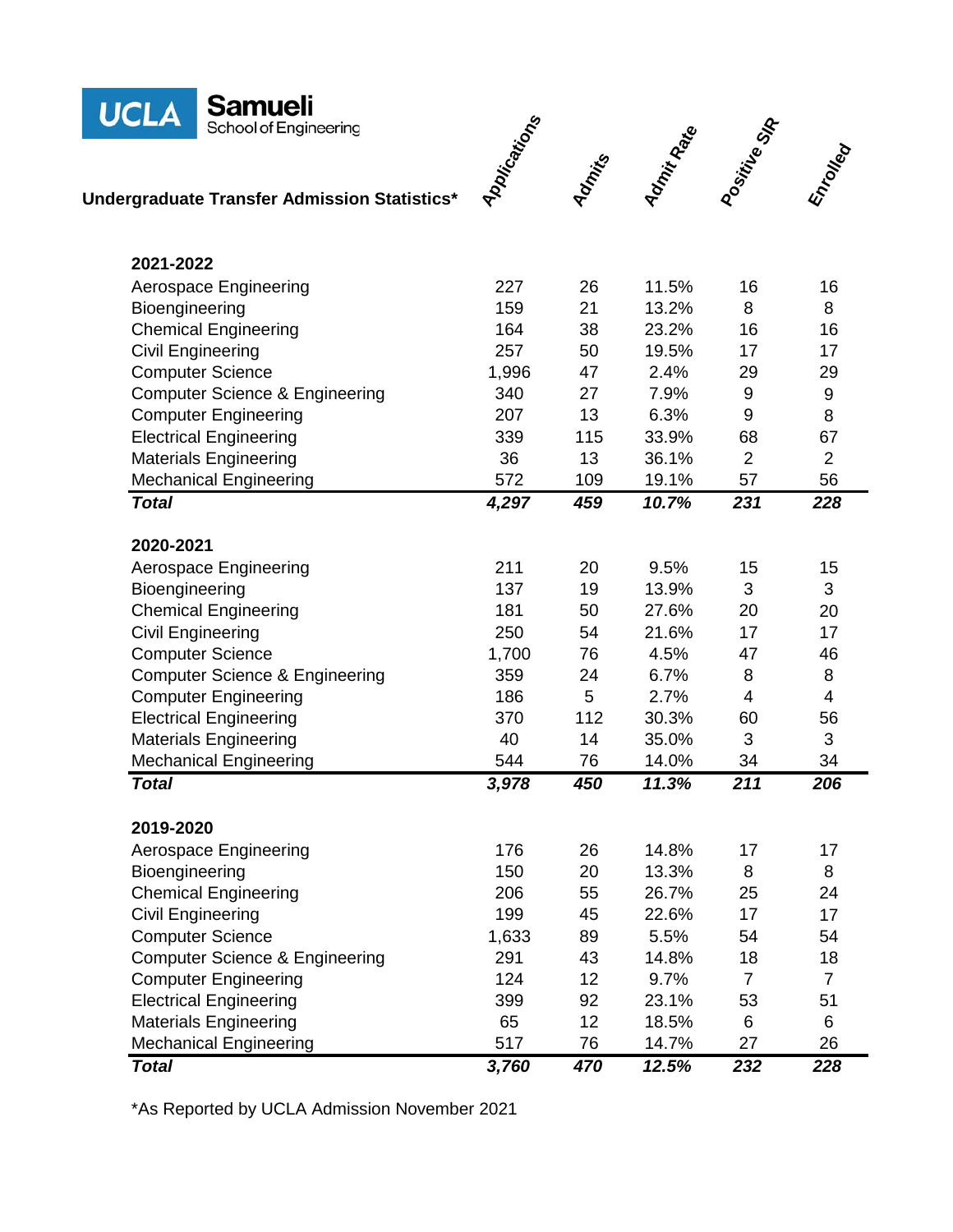UCLA Samueli School of Engineering

## Undergraduate Transfer Admission Statistics*

| | Applications | Admits | Admit Rate | Positive SIR | Enrolled |
|---|---|---|---|---|---|
| **2021-2022** | | | | | |
| Aerospace Engineering | 227 | 26 | 11.5% | 16 | 16 |
| Bioengineering | 159 | 21 | 13.2% | 8 | 8 |
| Chemical Engineering | 164 | 38 | 23.2% | 16 | 16 |
| Civil Engineering | 257 | 50 | 19.5% | 17 | 17 |
| Computer Science | 1,996 | 47 | 2.4% | 29 | 29 |
| Computer Science & Engineering | 340 | 27 | 7.9% | 9 | 9 |
| Computer Engineering | 207 | 13 | 6.3% | 9 | 8 |
| Electrical Engineering | 339 | 115 | 33.9% | 68 | 67 |
| Materials Engineering | 36 | 13 | 36.1% | 2 | 2 |
| Mechanical Engineering | 572 | 109 | 19.1% | 57 | 56 |
| ***Total*** | ***4,297*** | ***459*** | ***10.7%*** | ***231*** | ***228*** |
| **2020-2021** | | | | | |
| Aerospace Engineering | 211 | 20 | 9.5% | 15 | 15 |
| Bioengineering | 137 | 19 | 13.9% | 3 | 3 |
| Chemical Engineering | 181 | 50 | 27.6% | 20 | 20 |
| Civil Engineering | 250 | 54 | 21.6% | 17 | 17 |
| Computer Science | 1,700 | 76 | 4.5% | 47 | 46 |
| Computer Science & Engineering | 359 | 24 | 6.7% | 8 | 8 |
| Computer Engineering | 186 | 5 | 2.7% | 4 | 4 |
| Electrical Engineering | 370 | 112 | 30.3% | 60 | 56 |
| Materials Engineering | 40 | 14 | 35.0% | 3 | 3 |
| Mechanical Engineering | 544 | 76 | 14.0% | 34 | 34 |
| ***Total*** | ***3,978*** | ***450*** | ***11.3%*** | ***211*** | ***206*** |
| **2019-2020** | | | | | |
| Aerospace Engineering | 176 | 26 | 14.8% | 17 | 17 |
| Bioengineering | 150 | 20 | 13.3% | 8 | 8 |
| Chemical Engineering | 206 | 55 | 26.7% | 25 | 24 |
| Civil Engineering | 199 | 45 | 22.6% | 17 | 17 |
| Computer Science | 1,633 | 89 | 5.5% | 54 | 54 |
| Computer Science & Engineering | 291 | 43 | 14.8% | 18 | 18 |
| Computer Engineering | 124 | 12 | 9.7% | 7 | 7 |
| Electrical Engineering | 399 | 92 | 23.1% | 53 | 51 |
| Materials Engineering | 65 | 12 | 18.5% | 6 | 6 |
| Mechanical Engineering | 517 | 76 | 14.7% | 27 | 26 |
| ***Total*** | ***3,760*** | ***470*** | ***12.5%*** | ***232*** | ***228*** |

*As Reported by UCLA Admission November 2021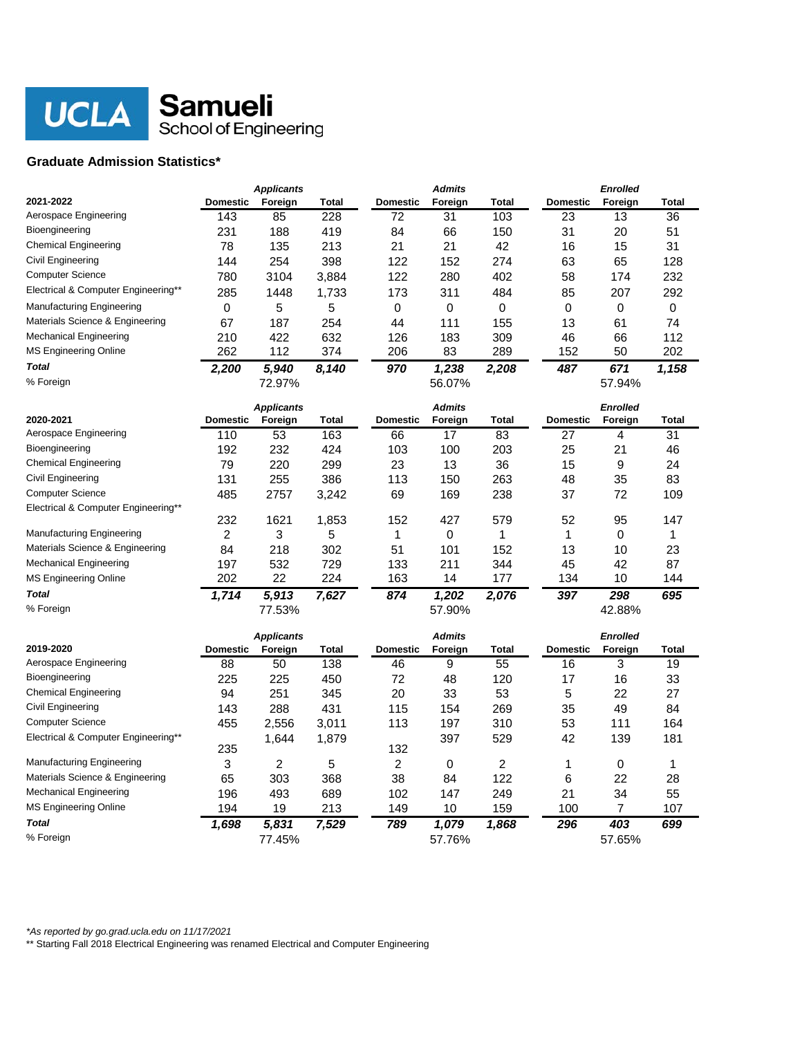UCLA Samueli School of Engineering

**Graduate Admission Statistics***

| | *Applicants* | | | *Admits* | | | *Enrolled* | | |
|---|---|---|---|---|---|---|---|---|---|
| **2021-2022** | **Domestic** | **Foreign** | **Total** | **Domestic** | **Foreign** | **Total** | **Domestic** | **Foreign** | **Total** |
| Aerospace Engineering | 143 | 85 | 228 | 72 | 31 | 103 | 23 | 13 | 36 |
| Bioengineering | 231 | 188 | 419 | 84 | 66 | 150 | 31 | 20 | 51 |
| Chemical Engineering | 78 | 135 | 213 | 21 | 21 | 42 | 16 | 15 | 31 |
| Civil Engineering | 144 | 254 | 398 | 122 | 152 | 274 | 63 | 65 | 128 |
| Computer Science | 780 | 3104 | 3,884 | 122 | 280 | 402 | 58 | 174 | 232 |
| Electrical & Computer Engineering** | 285 | 1448 | 1,733 | 173 | 311 | 484 | 85 | 207 | 292 |
| Manufacturing Engineering | 0 | 5 | 5 | 0 | 0 | 0 | 0 | 0 | 0 |
| Materials Science & Engineering | 67 | 187 | 254 | 44 | 111 | 155 | 13 | 61 | 74 |
| Mechanical Engineering | 210 | 422 | 632 | 126 | 183 | 309 | 46 | 66 | 112 |
| MS Engineering Online | 262 | 112 | 374 | 206 | 83 | 289 | 152 | 50 | 202 |
| ***Total*** | ***2,200*** | ***5,940*** | ***8,140*** | ***970*** | ***1,238*** | ***2,208*** | ***487*** | ***671*** | ***1,158*** |
| % Foreign | | 72.97% | | | 56.07% | | | 57.94% | |

| | *Applicants* | | | *Admits* | | | *Enrolled* | | |
|---|---|---|---|---|---|---|---|---|---|
| **2020-2021** | **Domestic** | **Foreign** | **Total** | **Domestic** | **Foreign** | **Total** | **Domestic** | **Foreign** | **Total** |
| Aerospace Engineering | 110 | 53 | 163 | 66 | 17 | 83 | 27 | 4 | 31 |
| Bioengineering | 192 | 232 | 424 | 103 | 100 | 203 | 25 | 21 | 46 |
| Chemical Engineering | 79 | 220 | 299 | 23 | 13 | 36 | 15 | 9 | 24 |
| Civil Engineering | 131 | 255 | 386 | 113 | 150 | 263 | 48 | 35 | 83 |
| Computer Science | 485 | 2757 | 3,242 | 69 | 169 | 238 | 37 | 72 | 109 |
| Electrical & Computer Engineering** | 232 | 1621 | 1,853 | 152 | 427 | 579 | 52 | 95 | 147 |
| Manufacturing Engineering | 2 | 3 | 5 | 1 | 0 | 1 | 1 | 0 | 1 |
| Materials Science & Engineering | 84 | 218 | 302 | 51 | 101 | 152 | 13 | 10 | 23 |
| Mechanical Engineering | 197 | 532 | 729 | 133 | 211 | 344 | 45 | 42 | 87 |
| MS Engineering Online | 202 | 22 | 224 | 163 | 14 | 177 | 134 | 10 | 144 |
| ***Total*** | ***1,714*** | ***5,913*** | ***7,627*** | ***874*** | ***1,202*** | ***2,076*** | ***397*** | ***298*** | ***695*** |
| % Foreign | | 77.53% | | | 57.90% | | | 42.88% | |

| | *Applicants* | | | *Admits* | | | *Enrolled* | | |
|---|---|---|---|---|---|---|---|---|---|
| **2019-2020** | **Domestic** | **Foreign** | **Total** | **Domestic** | **Foreign** | **Total** | **Domestic** | **Foreign** | **Total** |
| Aerospace Engineering | 88 | 50 | 138 | 46 | 9 | 55 | 16 | 3 | 19 |
| Bioengineering | 225 | 225 | 450 | 72 | 48 | 120 | 17 | 16 | 33 |
| Chemical Engineering | 94 | 251 | 345 | 20 | 33 | 53 | 5 | 22 | 27 |
| Civil Engineering | 143 | 288 | 431 | 115 | 154 | 269 | 35 | 49 | 84 |
| Computer Science | 455 | 2,556 | 3,011 | 113 | 197 | 310 | 53 | 111 | 164 |
| Electrical & Computer Engineering** | 235 | 1,644 | 1,879 | 132 | 397 | 529 | 42 | 139 | 181 |
| Manufacturing Engineering | 3 | 2 | 5 | 2 | 0 | 2 | 1 | 0 | 1 |
| Materials Science & Engineering | 65 | 303 | 368 | 38 | 84 | 122 | 6 | 22 | 28 |
| Mechanical Engineering | 196 | 493 | 689 | 102 | 147 | 249 | 21 | 34 | 55 |
| MS Engineering Online | 194 | 19 | 213 | 149 | 10 | 159 | 100 | 7 | 107 |
| ***Total*** | ***1,698*** | ***5,831*** | ***7,529*** | ***789*** | ***1,079*** | ***1,868*** | ***296*** | ***403*** | ***699*** |
| % Foreign | | 77.45% | | | 57.76% | | | 57.65% | |

*\*As reported by go.grad.ucla.edu on 11/17/2021*

** Starting Fall 2018 Electrical Engineering was renamed Electrical and Computer Engineering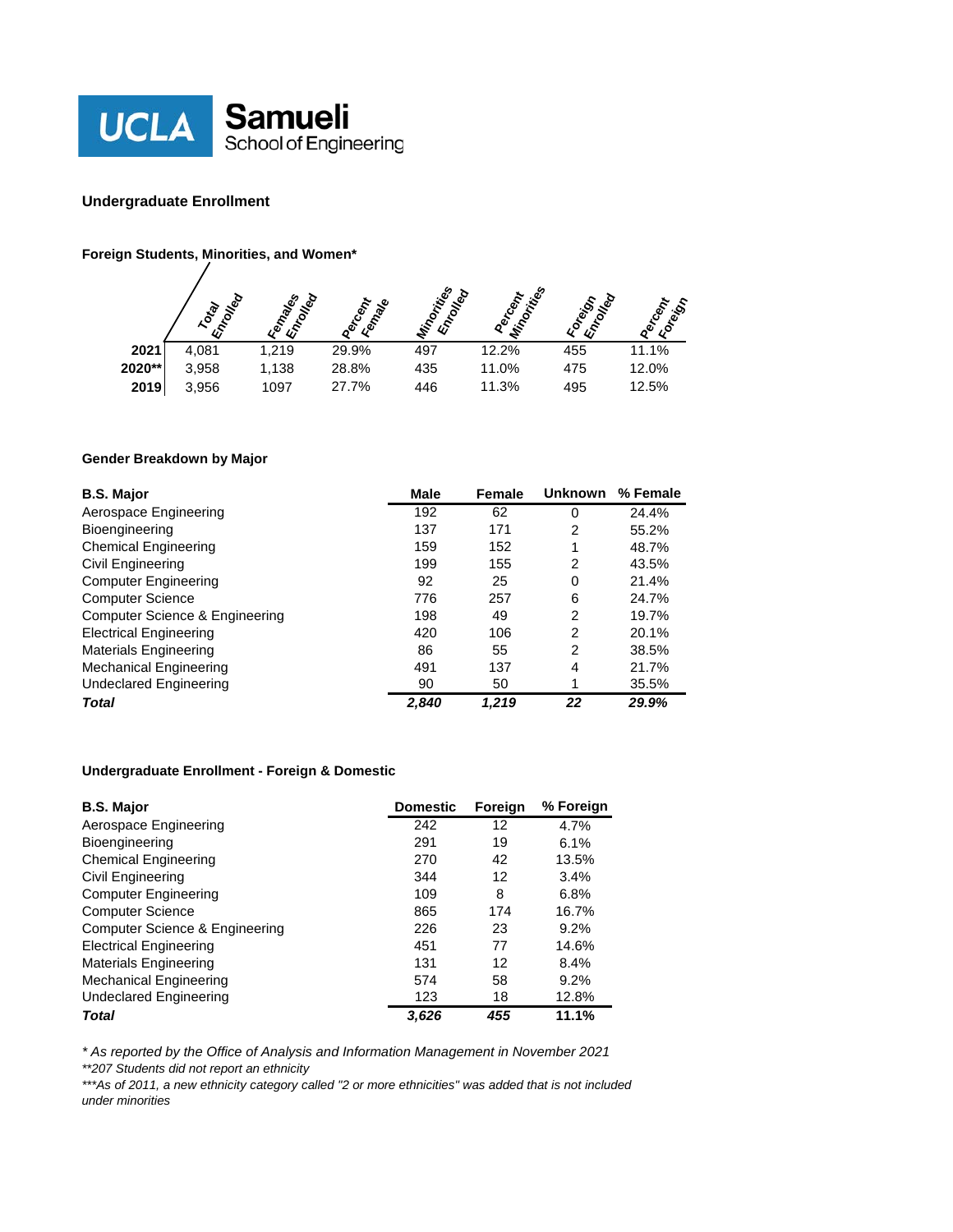UCLA Samueli School of Engineering

## Undergraduate Enrollment

### Foreign Students, Minorities, and Women*

| | Total Enrolled | Females Enrolled | Percent Female | Minorities Enrolled | Percent Minorities | Foreign Enrolled | Percent Foreign |
|---|---|---|---|---|---|---|---|
| **2021** | 4,081 | 1,219 | 29.9% | 497 | 12.2% | 455 | 11.1% |
| **2020**** | 3,958 | 1,138 | 28.8% | 435 | 11.0% | 475 | 12.0% |
| **2019** | 3,956 | 1097 | 27.7% | 446 | 11.3% | 495 | 12.5% |

### Gender Breakdown by Major

| B.S. Major | Male | Female | Unknown | % Female |
|---|---|---|---|---|
| Aerospace Engineering | 192 | 62 | 0 | 24.4% |
| Bioengineering | 137 | 171 | 2 | 55.2% |
| Chemical Engineering | 159 | 152 | 1 | 48.7% |
| Civil Engineering | 199 | 155 | 2 | 43.5% |
| Computer Engineering | 92 | 25 | 0 | 21.4% |
| Computer Science | 776 | 257 | 6 | 24.7% |
| Computer Science & Engineering | 198 | 49 | 2 | 19.7% |
| Electrical Engineering | 420 | 106 | 2 | 20.1% |
| Materials Engineering | 86 | 55 | 2 | 38.5% |
| Mechanical Engineering | 491 | 137 | 4 | 21.7% |
| Undeclared Engineering | 90 | 50 | 1 | 35.5% |
| ***Total*** | ***2,840*** | ***1,219*** | ***22*** | ***29.9%*** |

### Undergraduate Enrollment - Foreign & Domestic

| B.S. Major | Domestic | Foreign | % Foreign |
|---|---|---|---|
| Aerospace Engineering | 242 | 12 | 4.7% |
| Bioengineering | 291 | 19 | 6.1% |
| Chemical Engineering | 270 | 42 | 13.5% |
| Civil Engineering | 344 | 12 | 3.4% |
| Computer Engineering | 109 | 8 | 6.8% |
| Computer Science | 865 | 174 | 16.7% |
| Computer Science & Engineering | 226 | 23 | 9.2% |
| Electrical Engineering | 451 | 77 | 14.6% |
| Materials Engineering | 131 | 12 | 8.4% |
| Mechanical Engineering | 574 | 58 | 9.2% |
| Undeclared Engineering | 123 | 18 | 12.8% |
| ***Total*** | ***3,626*** | ***455*** | **11.1%** |

*\* As reported by the Office of Analysis and Information Management in November 2021*

*\*\*207 Students did not report an ethnicity*

*\*\*\*As of 2011, a new ethnicity category called "2 or more ethnicities" was added that is not included under minorities*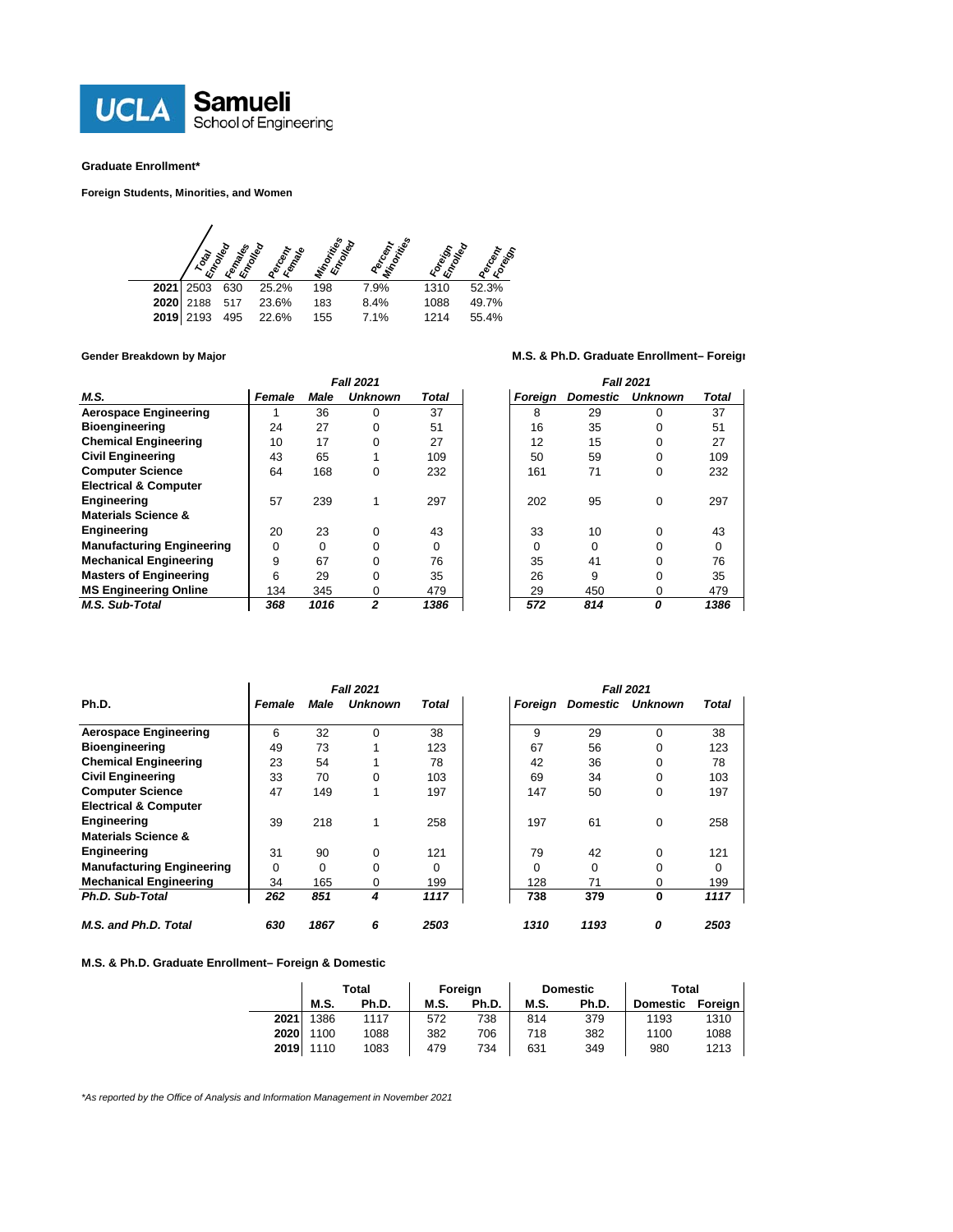# Graduate Enrollment*

## Foreign Students, Minorities, and Women

| | Total Enrolled | Females Enrolled | Percent Female | Minorities Enrolled | Percent Minorities | Foreign Enrolled | Percent Foreign |
|---|---|---|---|---|---|---|---|
| **2021** | 2503 | 630 | 25.2% | 198 | 7.9% | 1310 | 52.3% |
| **2020** | 2188 | 517 | 23.6% | 183 | 8.4% | 1088 | 49.7% |
| **2019** | 2193 | 495 | 22.6% | 155 | 7.1% | 1214 | 55.4% |

## Gender Breakdown by Major / M.S. & Ph.D. Graduate Enrollment– Foreign & Domestic

| | *Fall 2021* | | | | *Fall 2021* | | | |
|---|---|---|---|---|---|---|---|---|
| ***M.S.*** | ***Female*** | ***Male*** | ***Unknown*** | ***Total*** | ***Foreign*** | ***Domestic*** | ***Unknown*** | ***Total*** |
| **Aerospace Engineering** | 1 | 36 | 0 | 37 | 8 | 29 | 0 | 37 |
| **Bioengineering** | 24 | 27 | 0 | 51 | 16 | 35 | 0 | 51 |
| **Chemical Engineering** | 10 | 17 | 0 | 27 | 12 | 15 | 0 | 27 |
| **Civil Engineering** | 43 | 65 | 1 | 109 | 50 | 59 | 0 | 109 |
| **Computer Science** | 64 | 168 | 0 | 232 | 161 | 71 | 0 | 232 |
| **Electrical & Computer Engineering** | 57 | 239 | 1 | 297 | 202 | 95 | 0 | 297 |
| **Materials Science & Engineering** | 20 | 23 | 0 | 43 | 33 | 10 | 0 | 43 |
| **Manufacturing Engineering** | 0 | 0 | 0 | 0 | 0 | 0 | 0 | 0 |
| **Mechanical Engineering** | 9 | 67 | 0 | 76 | 35 | 41 | 0 | 76 |
| **Masters of Engineering** | 6 | 29 | 0 | 35 | 26 | 9 | 0 | 35 |
| **MS Engineering Online** | 134 | 345 | 0 | 479 | 29 | 450 | 0 | 479 |
| ***M.S. Sub-Total*** | ***368*** | ***1016*** | ***2*** | ***1386*** | ***572*** | ***814*** | ***0*** | ***1386*** |

| | *Fall 2021* | | | | *Fall 2021* | | | |
|---|---|---|---|---|---|---|---|---|
| **Ph.D.** | ***Female*** | ***Male*** | ***Unknown*** | ***Total*** | ***Foreign*** | ***Domestic*** | ***Unknown*** | ***Total*** |
| **Aerospace Engineering** | 6 | 32 | 0 | 38 | 9 | 29 | 0 | 38 |
| **Bioengineering** | 49 | 73 | 1 | 123 | 67 | 56 | 0 | 123 |
| **Chemical Engineering** | 23 | 54 | 1 | 78 | 42 | 36 | 0 | 78 |
| **Civil Engineering** | 33 | 70 | 0 | 103 | 69 | 34 | 0 | 103 |
| **Computer Science** | 47 | 149 | 1 | 197 | 147 | 50 | 0 | 197 |
| **Electrical & Computer Engineering** | 39 | 218 | 1 | 258 | 197 | 61 | 0 | 258 |
| **Materials Science & Engineering** | 31 | 90 | 0 | 121 | 79 | 42 | 0 | 121 |
| **Manufacturing Engineering** | 0 | 0 | 0 | 0 | 0 | 0 | 0 | 0 |
| **Mechanical Engineering** | 34 | 165 | 0 | 199 | 128 | 71 | 0 | 199 |
| ***Ph.D. Sub-Total*** | ***262*** | ***851*** | ***4*** | ***1117*** | ***738*** | ***379*** | ***0*** | ***1117*** |
| ***M.S. and Ph.D. Total*** | ***630*** | ***1867*** | ***6*** | ***2503*** | ***1310*** | ***1193*** | ***0*** | ***2503*** |

## M.S. & Ph.D. Graduate Enrollment– Foreign & Domestic

| | Total | | Foreign | | Domestic | | Total | |
|---|---|---|---|---|---|---|---|---|
| | **M.S.** | **Ph.D.** | **M.S.** | **Ph.D.** | **M.S.** | **Ph.D.** | **Domestic** | **Foreign** |
| **2021** | 1386 | 1117 | 572 | 738 | 814 | 379 | 1193 | 1310 |
| **2020** | 1100 | 1088 | 382 | 706 | 718 | 382 | 1100 | 1088 |
| **2019** | 1110 | 1083 | 479 | 734 | 631 | 349 | 980 | 1213 |

*\*As reported by the Office of Analysis and Information Management in November 2021*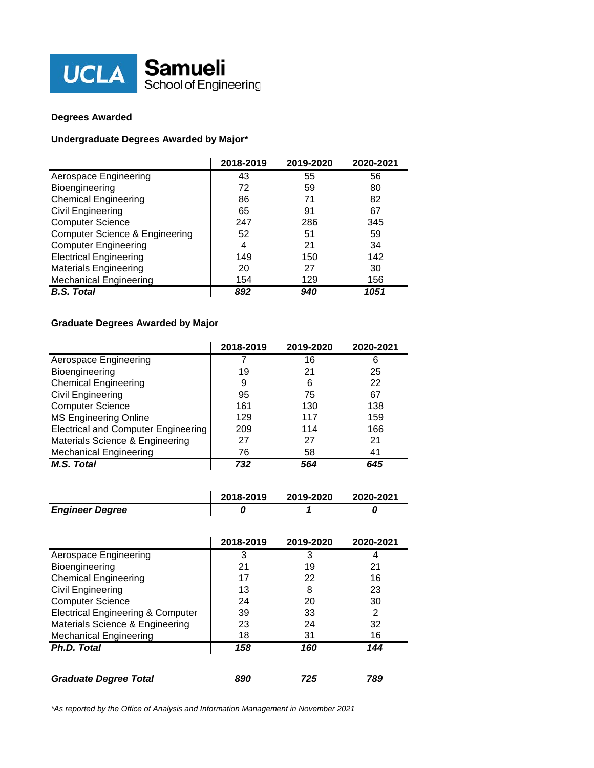UCLA Samueli School of Engineering

**Degrees Awarded**

**Undergraduate Degrees Awarded by Major***

| | 2018-2019 | 2019-2020 | 2020-2021 |
|---|---|---|---|
| Aerospace Engineering | 43 | 55 | 56 |
| Bioengineering | 72 | 59 | 80 |
| Chemical Engineering | 86 | 71 | 82 |
| Civil Engineering | 65 | 91 | 67 |
| Computer Science | 247 | 286 | 345 |
| Computer Science & Engineering | 52 | 51 | 59 |
| Computer Engineering | 4 | 21 | 34 |
| Electrical Engineering | 149 | 150 | 142 |
| Materials Engineering | 20 | 27 | 30 |
| Mechanical Engineering | 154 | 129 | 156 |
| ***B.S. Total*** | ***892*** | ***940*** | ***1051*** |

**Graduate Degrees Awarded by Major**

| | 2018-2019 | 2019-2020 | 2020-2021 |
|---|---|---|---|
| Aerospace Engineering | 7 | 16 | 6 |
| Bioengineering | 19 | 21 | 25 |
| Chemical Engineering | 9 | 6 | 22 |
| Civil Engineering | 95 | 75 | 67 |
| Computer Science | 161 | 130 | 138 |
| MS Engineering Online | 129 | 117 | 159 |
| Electrical and Computer Engineering | 209 | 114 | 166 |
| Materials Science & Engineering | 27 | 27 | 21 |
| Mechanical Engineering | 76 | 58 | 41 |
| ***M.S. Total*** | ***732*** | ***564*** | ***645*** |

| | 2018-2019 | 2019-2020 | 2020-2021 |
|---|---|---|---|
| ***Engineer Degree*** | ***0*** | ***1*** | ***0*** |

| | 2018-2019 | 2019-2020 | 2020-2021 |
|---|---|---|---|
| Aerospace Engineering | 3 | 3 | 4 |
| Bioengineering | 21 | 19 | 21 |
| Chemical Engineering | 17 | 22 | 16 |
| Civil Engineering | 13 | 8 | 23 |
| Computer Science | 24 | 20 | 30 |
| Electrical Engineering & Computer | 39 | 33 | 2 |
| Materials Science & Engineering | 23 | 24 | 32 |
| Mechanical Engineering | 18 | 31 | 16 |
| ***Ph.D. Total*** | ***158*** | ***160*** | ***144*** |
| | | | |
| ***Graduate Degree Total*** | ***890*** | ***725*** | ***789*** |

*\*As reported by the Office of Analysis and Information Management in November 2021*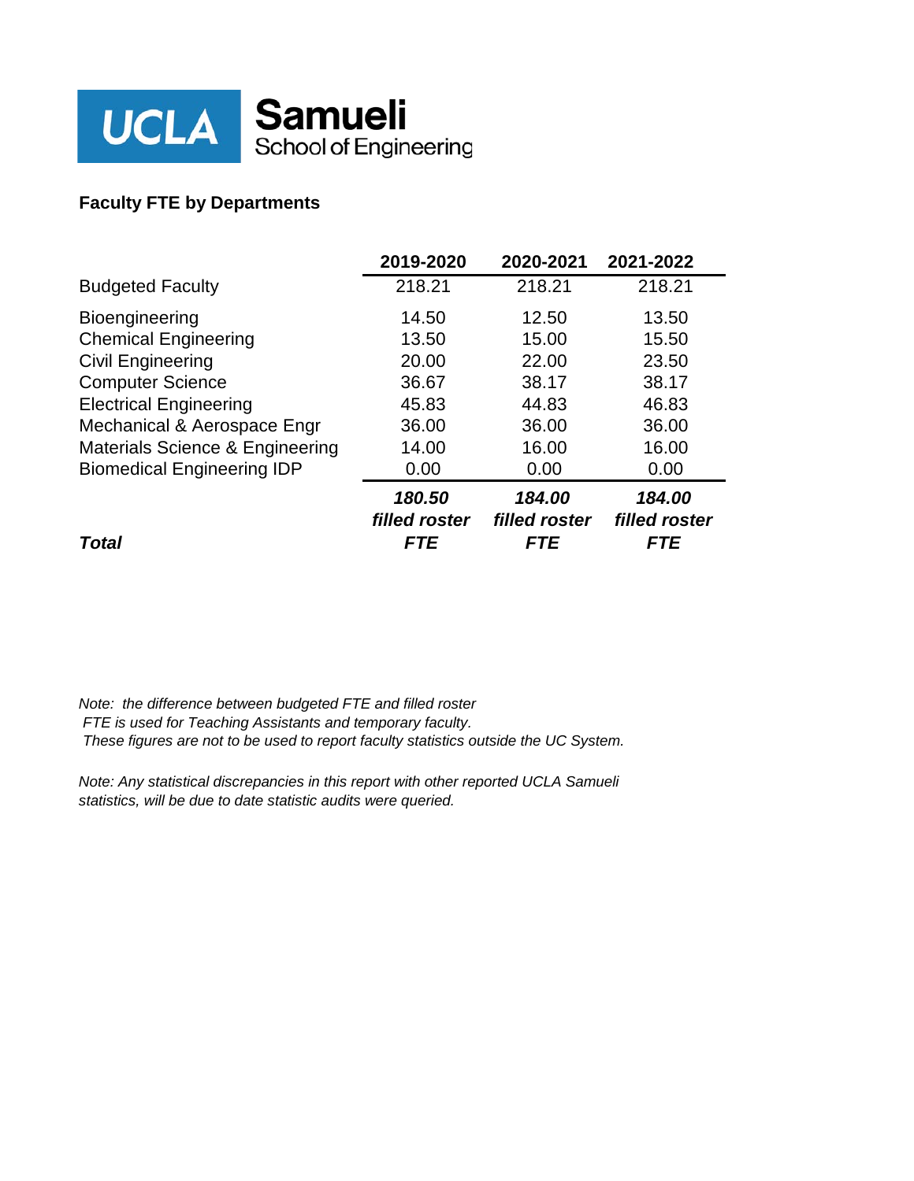UCLA Samueli School of Engineering

## Faculty FTE by Departments

| | 2019-2020 | 2020-2021 | 2021-2022 |
|---|---|---|---|
| Budgeted Faculty | 218.21 | 218.21 | 218.21 |
| Bioengineering | 14.50 | 12.50 | 13.50 |
| Chemical Engineering | 13.50 | 15.00 | 15.50 |
| Civil Engineering | 20.00 | 22.00 | 23.50 |
| Computer Science | 36.67 | 38.17 | 38.17 |
| Electrical Engineering | 45.83 | 44.83 | 46.83 |
| Mechanical & Aerospace Engr | 36.00 | 36.00 | 36.00 |
| Materials Science & Engineering | 14.00 | 16.00 | 16.00 |
| Biomedical Engineering IDP | 0.00 | 0.00 | 0.00 |
| ***Total*** | ***180.50 filled roster FTE*** | ***184.00 filled roster FTE*** | ***184.00 filled roster FTE*** |

*Note: the difference between budgeted FTE and filled roster FTE is used for Teaching Assistants and temporary faculty. These figures are not to be used to report faculty statistics outside the UC System.*

*Note: Any statistical discrepancies in this report with other reported UCLA Samueli statistics, will be due to date statistic audits were queried.*